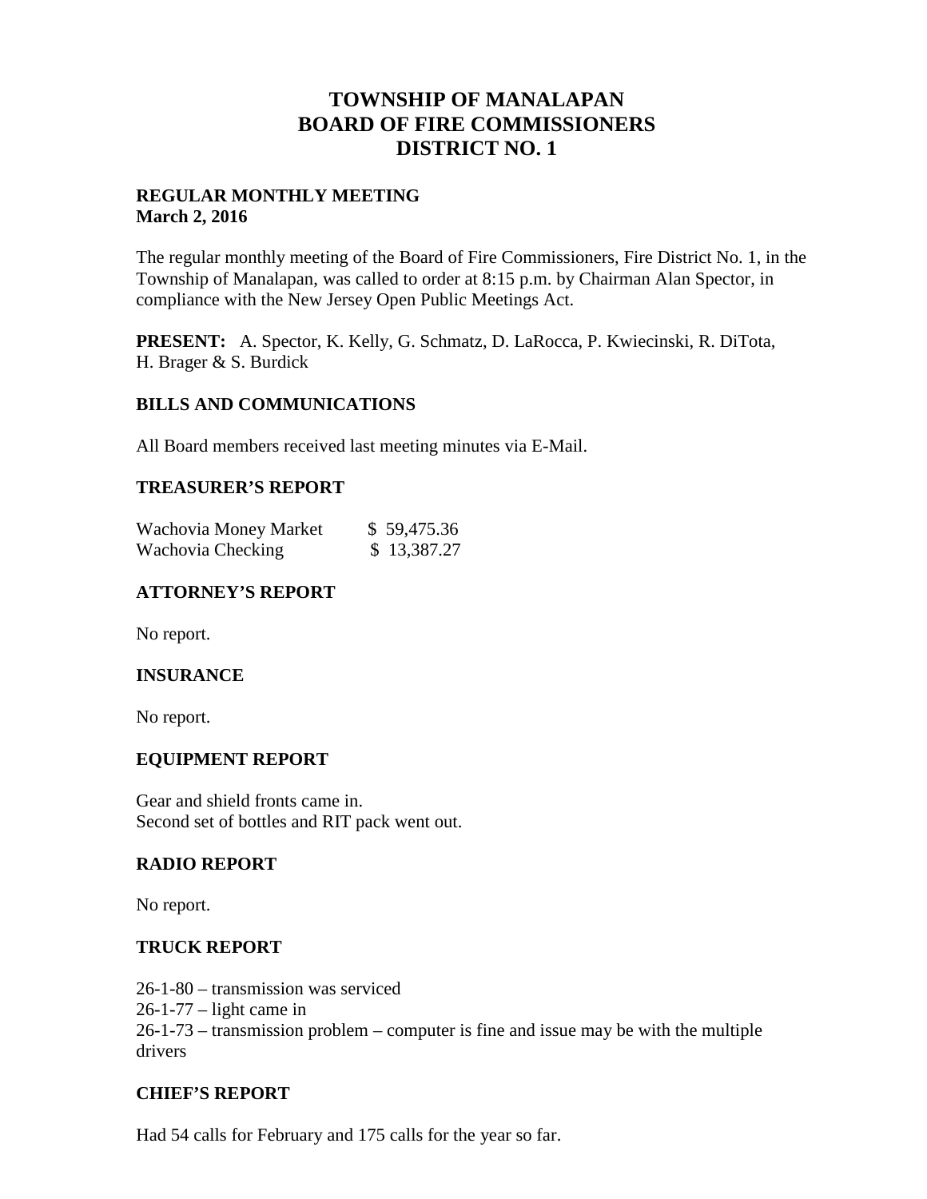# TOWNSHIP OF MANALAPAN
# BOARD OF FIRE COMMISSIONERS
# DISTRICT NO. 1

**REGULAR MONTHLY MEETING**
**March 2, 2016**

The regular monthly meeting of the Board of Fire Commissioners, Fire District No. 1, in the Township of Manalapan, was called to order at 8:15 p.m. by Chairman Alan Spector, in compliance with the New Jersey Open Public Meetings Act.

**PRESENT:** A. Spector, K. Kelly, G. Schmatz, D. LaRocca, P. Kwiecinski, R. DiTota, H. Brager & S. Burdick

## BILLS AND COMMUNICATIONS

All Board members received last meeting minutes via E-Mail.

## TREASURER'S REPORT

| | |
|---|---|
| Wachovia Money Market | $ 59,475.36 |
| Wachovia Checking | $ 13,387.27 |

## ATTORNEY'S REPORT

No report.

## INSURANCE

No report.

## EQUIPMENT REPORT

Gear and shield fronts came in.
Second set of bottles and RIT pack went out.

## RADIO REPORT

No report.

## TRUCK REPORT

26-1-80 – transmission was serviced
26-1-77 – light came in
26-1-73 – transmission problem – computer is fine and issue may be with the multiple drivers

## CHIEF'S REPORT

Had 54 calls for February and 175 calls for the year so far.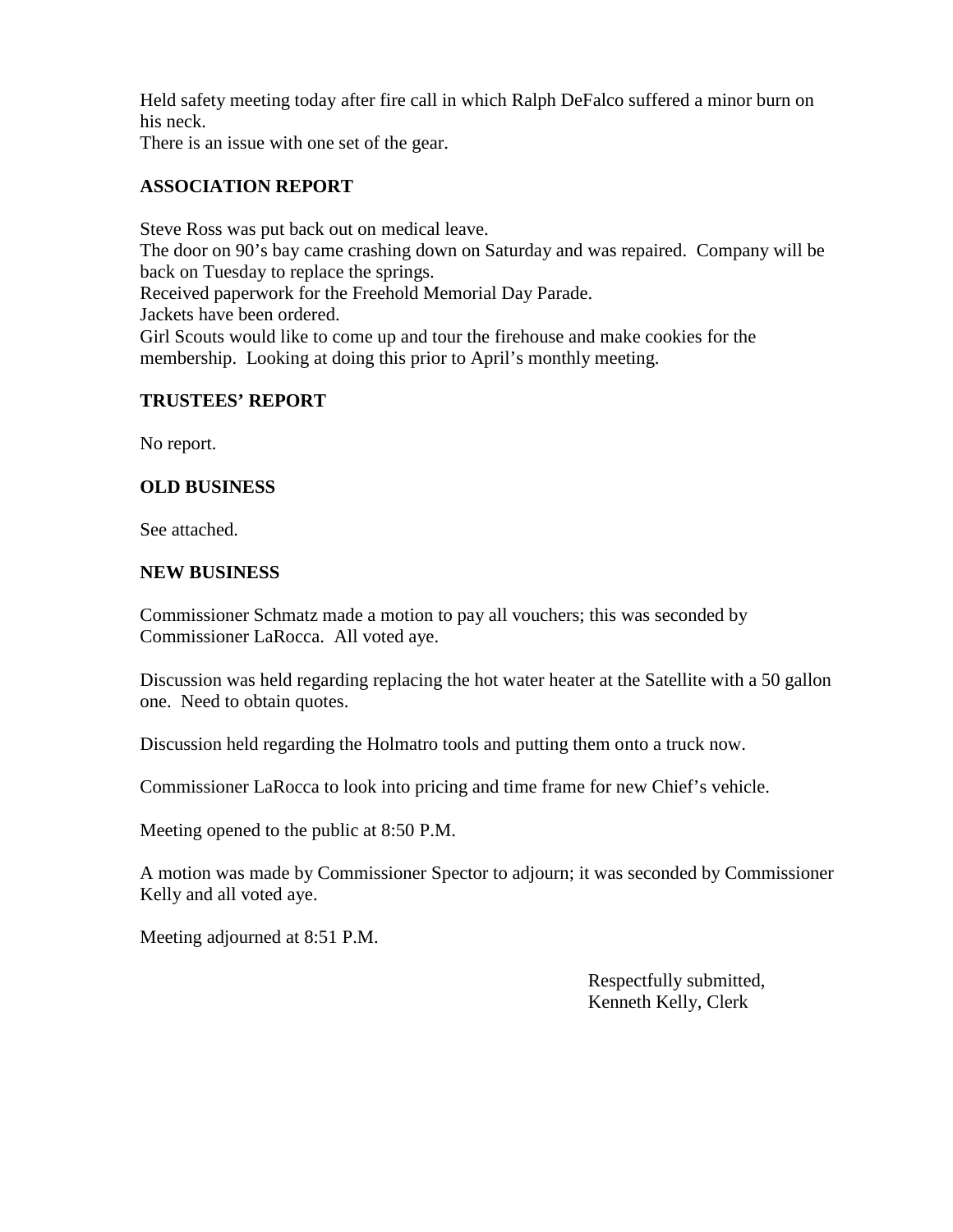Held safety meeting today after fire call in which Ralph DeFalco suffered a minor burn on his neck.
There is an issue with one set of the gear.

**ASSOCIATION REPORT**

Steve Ross was put back out on medical leave.
The door on 90's bay came crashing down on Saturday and was repaired. Company will be back on Tuesday to replace the springs.
Received paperwork for the Freehold Memorial Day Parade.
Jackets have been ordered.
Girl Scouts would like to come up and tour the firehouse and make cookies for the membership. Looking at doing this prior to April's monthly meeting.

**TRUSTEES' REPORT**

No report.

**OLD BUSINESS**

See attached.

**NEW BUSINESS**

Commissioner Schmatz made a motion to pay all vouchers; this was seconded by Commissioner LaRocca. All voted aye.

Discussion was held regarding replacing the hot water heater at the Satellite with a 50 gallon one. Need to obtain quotes.

Discussion held regarding the Holmatro tools and putting them onto a truck now.

Commissioner LaRocca to look into pricing and time frame for new Chief's vehicle.

Meeting opened to the public at 8:50 P.M.

A motion was made by Commissioner Spector to adjourn; it was seconded by Commissioner Kelly and all voted aye.

Meeting adjourned at 8:51 P.M.

Respectfully submitted,
Kenneth Kelly, Clerk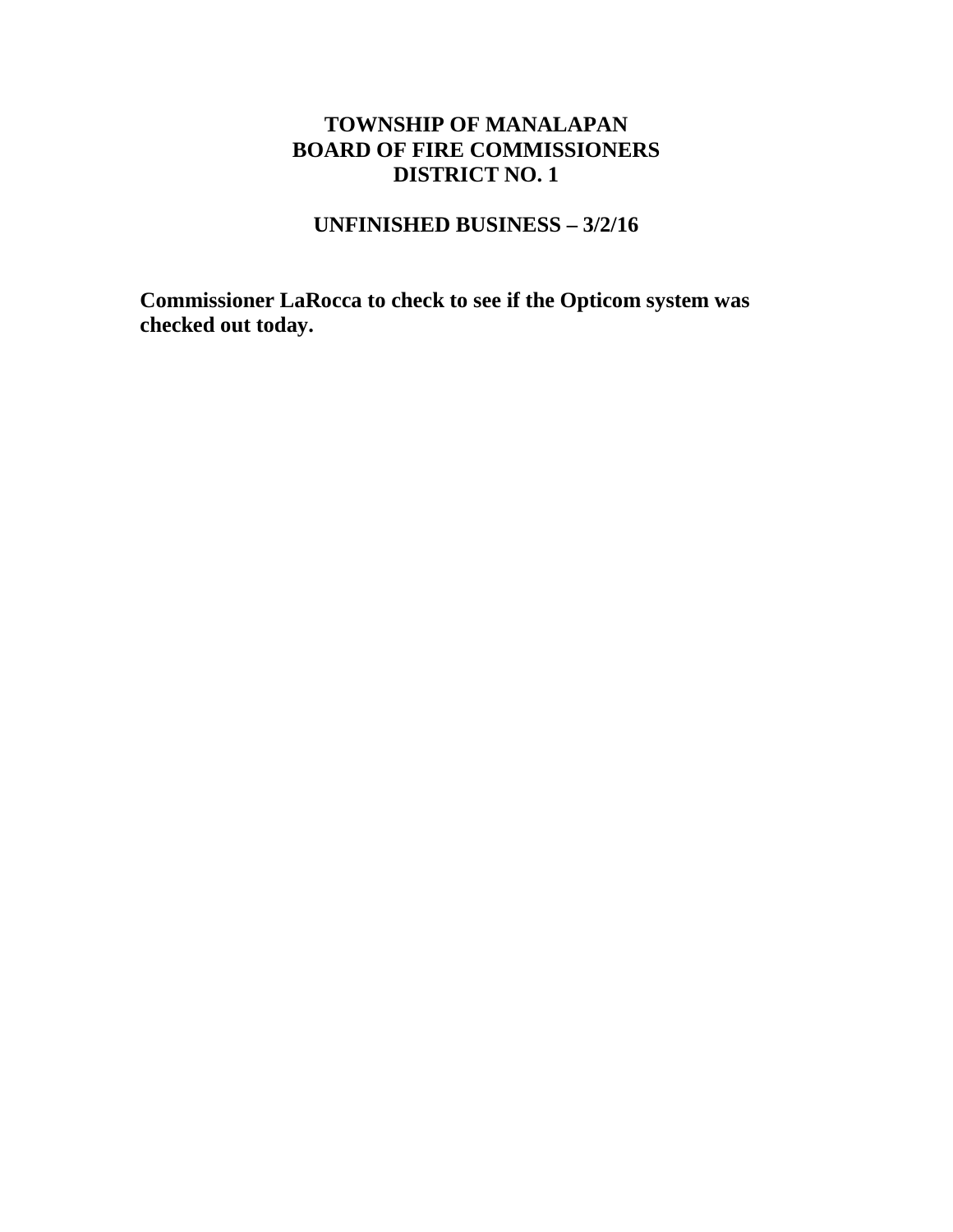# TOWNSHIP OF MANALAPAN
# BOARD OF FIRE COMMISSIONERS
# DISTRICT NO. 1

## UNFINISHED BUSINESS – 3/2/16

**Commissioner LaRocca to check to see if the Opticom system was checked out today.**